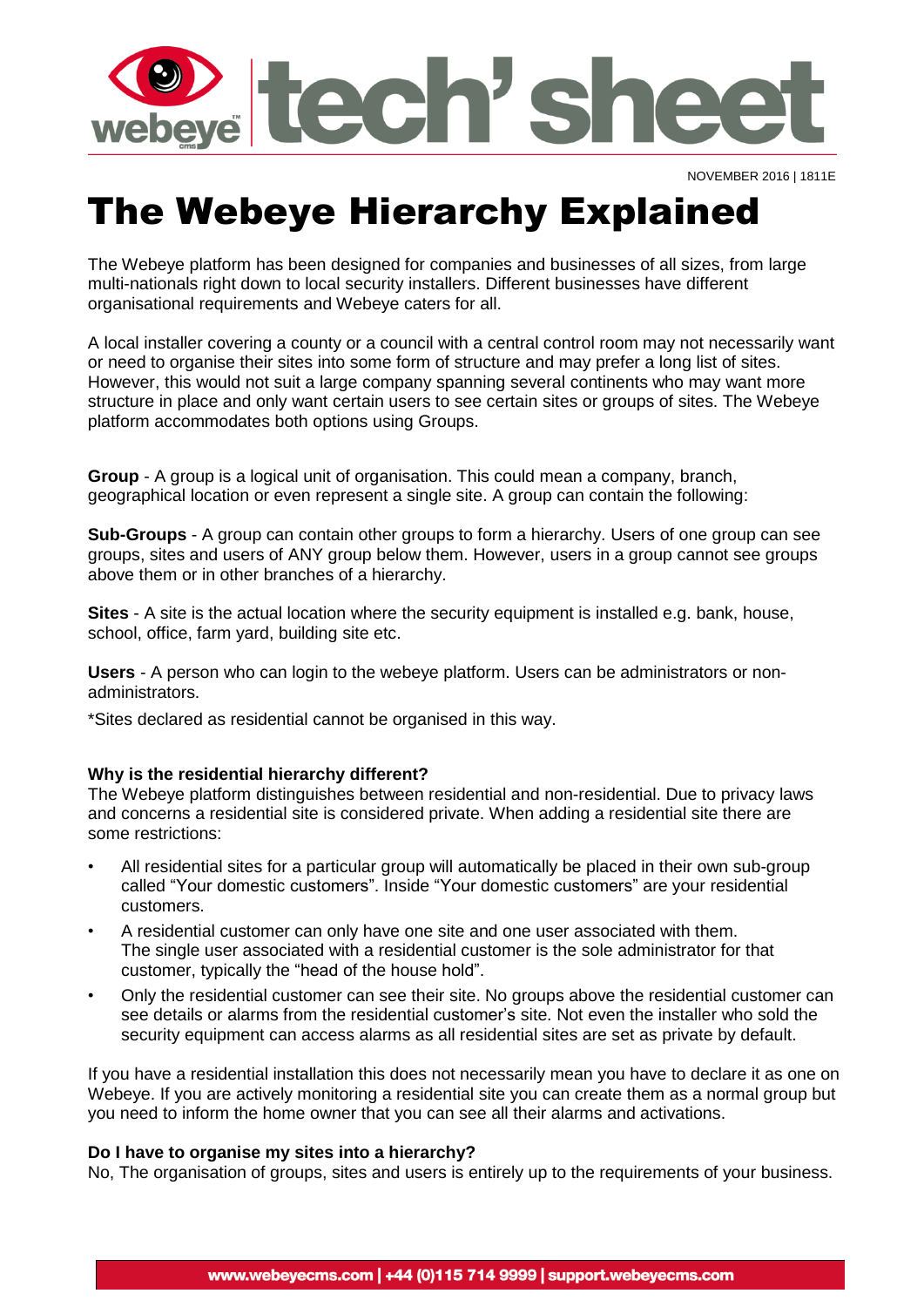NOVEMBER 2016 | 1811E

# The Webeye Hierarchy Explained

The Webeye platform has been designed for companies and businesses of all sizes, from large multi-nationals right down to local security installers. Different businesses have different organisational requirements and Webeye caters for all.

A local installer covering a county or a council with a central control room may not necessarily want or need to organise their sites into some form of structure and may prefer a long list of sites. However, this would not suit a large company spanning several continents who may want more structure in place and only want certain users to see certain sites or groups of sites. The Webeye platform accommodates both options using Groups.

**Group** - A group is a logical unit of organisation. This could mean a company, branch, geographical location or even represent a single site. A group can contain the following:

**Sub-Groups** - A group can contain other groups to form a hierarchy. Users of one group can see groups, sites and users of ANY group below them. However, users in a group cannot see groups above them or in other branches of a hierarchy.

**Sites** - A site is the actual location where the security equipment is installed e.g. bank, house, school, office, farm yard, building site etc.

**Users** - A person who can login to the webeye platform. Users can be administrators or non-administrators.

*Sites declared as residential cannot be organised in this way.

### Why is the residential hierarchy different?

The Webeye platform distinguishes between residential and non-residential. Due to privacy laws and concerns a residential site is considered private. When adding a residential site there are some restrictions:

- All residential sites for a particular group will automatically be placed in their own sub-group called "Your domestic customers". Inside "Your domestic customers" are your residential customers.
- A residential customer can only have one site and one user associated with them. The single user associated with a residential customer is the sole administrator for that customer, typically the "head of the house hold".
- Only the residential customer can see their site. No groups above the residential customer can see details or alarms from the residential customer's site. Not even the installer who sold the security equipment can access alarms as all residential sites are set as private by default.

If you have a residential installation this does not necessarily mean you have to declare it as one on Webeye. If you are actively monitoring a residential site you can create them as a normal group but you need to inform the home owner that you can see all their alarms and activations.

### Do I have to organise my sites into a hierarchy?

No, The organisation of groups, sites and users is entirely up to the requirements of your business.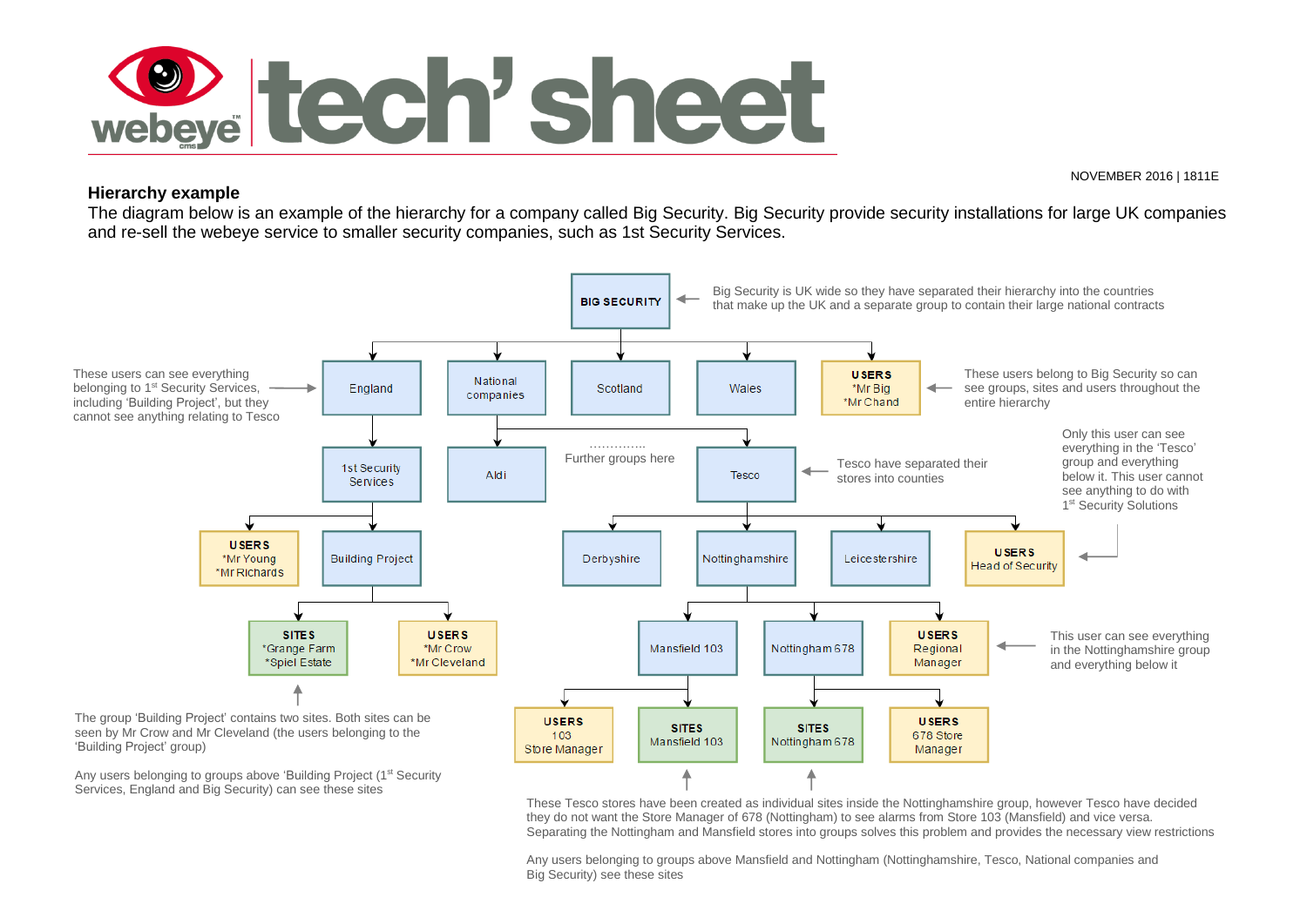# webeye tech' sheet

NOVEMBER 2016 | 1811E

## Hierarchy example

The diagram below is an example of the hierarchy for a company called Big Security. Big Security provide security installations for large UK companies and re-sell the webeye service to smaller security companies, such as 1st Security Services.

BIG SECURITY

Big Security is UK wide so they have separated their hierarchy into the countries that make up the UK and a separate group to contain their large national contracts

England

National companies

Scotland

Wales

USERS
*Mr Big
*Mr Chand

These users belong to Big Security so can see groups, sites and users throughout the entire hierarchy

These users can see everything belonging to 1st Security Services, including 'Building Project', but they cannot see anything relating to Tesco

1st Security Services

Aldi

…………
Further groups here

Tesco

Tesco have separated their stores into counties

Only this user can see everything in the 'Tesco' group and everything below it. This user cannot see anything to do with 1st Security Solutions

USERS
*Mr Young
*Mr Richards

Building Project

Derbyshire

Nottinghamshire

Leicestershire

USERS
Head of Security

SITES
*Grange Farm
*Spiel Estate

USERS
*Mr Crow
*Mr Cleveland

Mansfield 103

Nottingham 678

USERS
Regional Manager

This user can see everything in the Nottinghamshire group and everything below it

USERS
103
Store Manager

SITES
Mansfield 103

SITES
Nottingham 678

USERS
678 Store Manager

The group 'Building Project' contains two sites. Both sites can be seen by Mr Crow and Mr Cleveland (the users belonging to the 'Building Project' group)

Any users belonging to groups above 'Building Project (1st Security Services, England and Big Security) can see these sites

These Tesco stores have been created as individual sites inside the Nottinghamshire group, however Tesco have decided they do not want the Store Manager of 678 (Nottingham) to see alarms from Store 103 (Mansfield) and vice versa. Separating the Nottingham and Mansfield stores into groups solves this problem and provides the necessary view restrictions

Any users belonging to groups above Mansfield and Nottingham (Nottinghamshire, Tesco, National companies and Big Security) see these sites